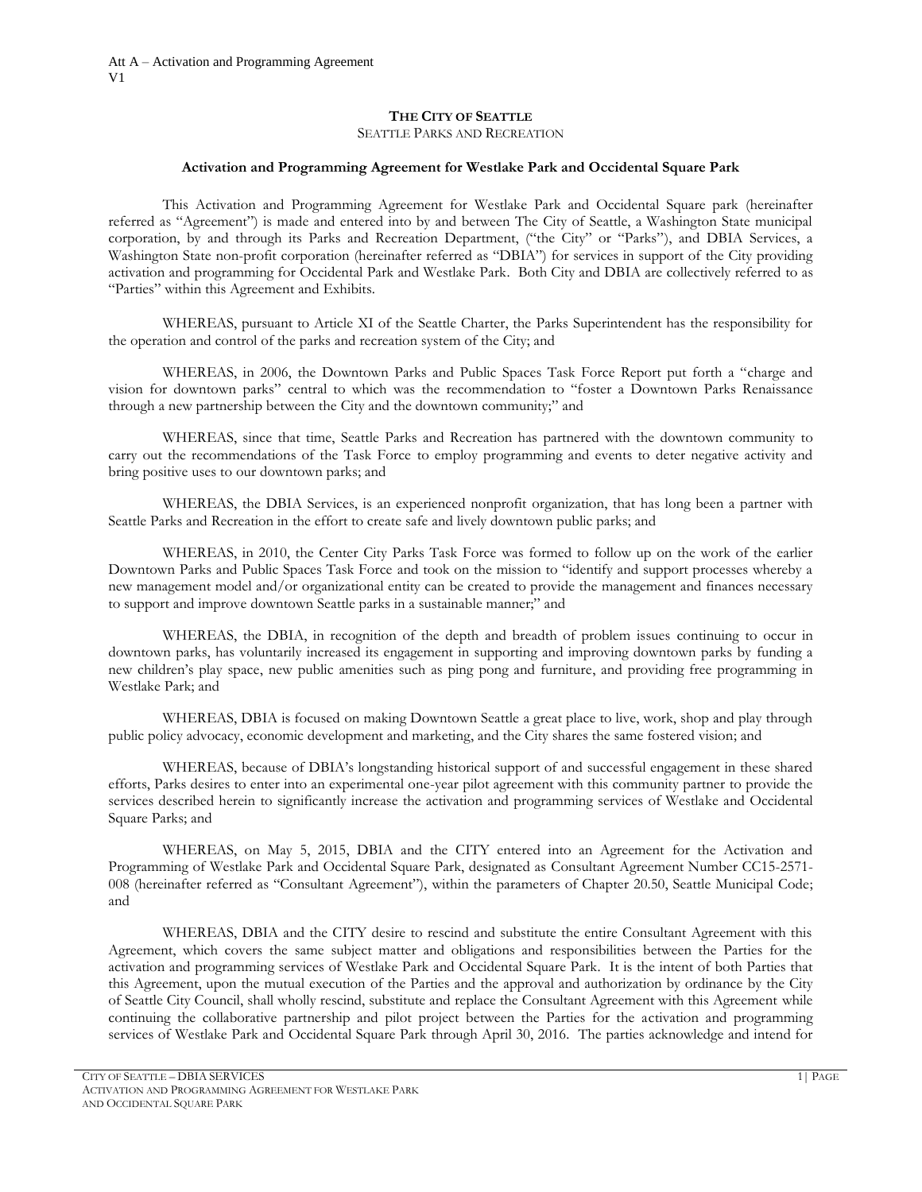Att A – Activation and Programming Agreement
V1

**THE CITY OF SEATTLE**

SEATTLE PARKS AND RECREATION

**Activation and Programming Agreement for Westlake Park and Occidental Square Park**

This Activation and Programming Agreement for Westlake Park and Occidental Square park (hereinafter referred as "Agreement") is made and entered into by and between The City of Seattle, a Washington State municipal corporation, by and through its Parks and Recreation Department, ("the City" or "Parks"), and DBIA Services, a Washington State non-profit corporation (hereinafter referred as "DBIA") for services in support of the City providing activation and programming for Occidental Park and Westlake Park. Both City and DBIA are collectively referred to as "Parties" within this Agreement and Exhibits.

WHEREAS, pursuant to Article XI of the Seattle Charter, the Parks Superintendent has the responsibility for the operation and control of the parks and recreation system of the City; and

WHEREAS, in 2006, the Downtown Parks and Public Spaces Task Force Report put forth a "charge and vision for downtown parks" central to which was the recommendation to "foster a Downtown Parks Renaissance through a new partnership between the City and the downtown community;" and

WHEREAS, since that time, Seattle Parks and Recreation has partnered with the downtown community to carry out the recommendations of the Task Force to employ programming and events to deter negative activity and bring positive uses to our downtown parks; and

WHEREAS, the DBIA Services, is an experienced nonprofit organization, that has long been a partner with Seattle Parks and Recreation in the effort to create safe and lively downtown public parks; and

WHEREAS, in 2010, the Center City Parks Task Force was formed to follow up on the work of the earlier Downtown Parks and Public Spaces Task Force and took on the mission to "identify and support processes whereby a new management model and/or organizational entity can be created to provide the management and finances necessary to support and improve downtown Seattle parks in a sustainable manner;" and

WHEREAS, the DBIA, in recognition of the depth and breadth of problem issues continuing to occur in downtown parks, has voluntarily increased its engagement in supporting and improving downtown parks by funding a new children's play space, new public amenities such as ping pong and furniture, and providing free programming in Westlake Park; and

WHEREAS, DBIA is focused on making Downtown Seattle a great place to live, work, shop and play through public policy advocacy, economic development and marketing, and the City shares the same fostered vision; and

WHEREAS, because of DBIA's longstanding historical support of and successful engagement in these shared efforts, Parks desires to enter into an experimental one-year pilot agreement with this community partner to provide the services described herein to significantly increase the activation and programming services of Westlake and Occidental Square Parks; and

WHEREAS, on May 5, 2015, DBIA and the CITY entered into an Agreement for the Activation and Programming of Westlake Park and Occidental Square Park, designated as Consultant Agreement Number CC15-2571-008 (hereinafter referred as "Consultant Agreement"), within the parameters of Chapter 20.50, Seattle Municipal Code; and

WHEREAS, DBIA and the CITY desire to rescind and substitute the entire Consultant Agreement with this Agreement, which covers the same subject matter and obligations and responsibilities between the Parties for the activation and programming services of Westlake Park and Occidental Square Park. It is the intent of both Parties that this Agreement, upon the mutual execution of the Parties and the approval and authorization by ordinance by the City of Seattle City Council, shall wholly rescind, substitute and replace the Consultant Agreement with this Agreement while continuing the collaborative partnership and pilot project between the Parties for the activation and programming services of Westlake Park and Occidental Square Park through April 30, 2016. The parties acknowledge and intend for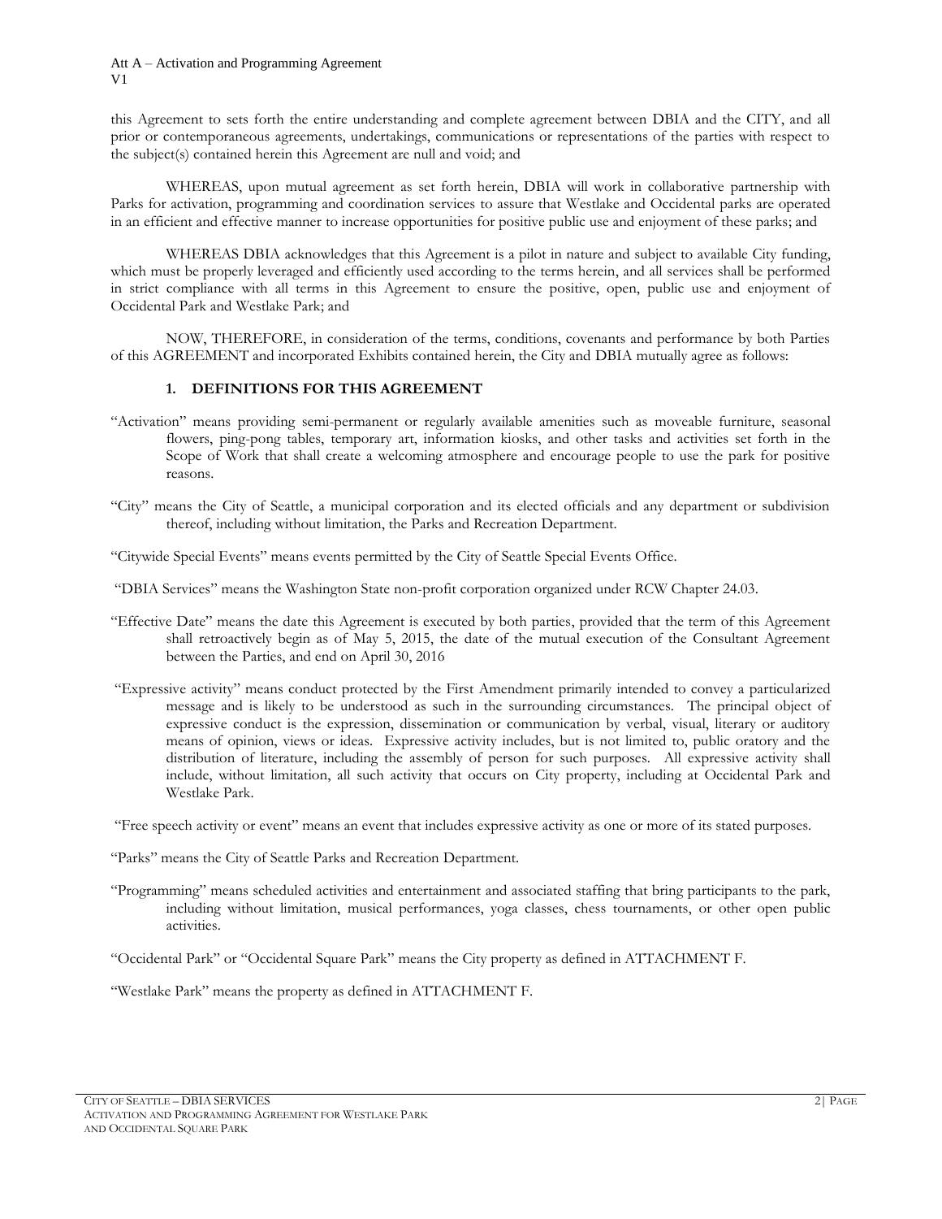this Agreement to sets forth the entire understanding and complete agreement between DBIA and the CITY, and all prior or contemporaneous agreements, undertakings, communications or representations of the parties with respect to the subject(s) contained herein this Agreement are null and void; and

WHEREAS, upon mutual agreement as set forth herein, DBIA will work in collaborative partnership with Parks for activation, programming and coordination services to assure that Westlake and Occidental parks are operated in an efficient and effective manner to increase opportunities for positive public use and enjoyment of these parks; and

WHEREAS DBIA acknowledges that this Agreement is a pilot in nature and subject to available City funding, which must be properly leveraged and efficiently used according to the terms herein, and all services shall be performed in strict compliance with all terms in this Agreement to ensure the positive, open, public use and enjoyment of Occidental Park and Westlake Park; and

NOW, THEREFORE, in consideration of the terms, conditions, covenants and performance by both Parties of this AGREEMENT and incorporated Exhibits contained herein, the City and DBIA mutually agree as follows:

## 1. DEFINITIONS FOR THIS AGREEMENT

"Activation" means providing semi-permanent or regularly available amenities such as moveable furniture, seasonal flowers, ping-pong tables, temporary art, information kiosks, and other tasks and activities set forth in the Scope of Work that shall create a welcoming atmosphere and encourage people to use the park for positive reasons.

"City" means the City of Seattle, a municipal corporation and its elected officials and any department or subdivision thereof, including without limitation, the Parks and Recreation Department.

"Citywide Special Events" means events permitted by the City of Seattle Special Events Office.

"DBIA Services" means the Washington State non-profit corporation organized under RCW Chapter 24.03.

"Effective Date" means the date this Agreement is executed by both parties, provided that the term of this Agreement shall retroactively begin as of May 5, 2015, the date of the mutual execution of the Consultant Agreement between the Parties, and end on April 30, 2016

"Expressive activity" means conduct protected by the First Amendment primarily intended to convey a particularized message and is likely to be understood as such in the surrounding circumstances. The principal object of expressive conduct is the expression, dissemination or communication by verbal, visual, literary or auditory means of opinion, views or ideas. Expressive activity includes, but is not limited to, public oratory and the distribution of literature, including the assembly of person for such purposes. All expressive activity shall include, without limitation, all such activity that occurs on City property, including at Occidental Park and Westlake Park.

"Free speech activity or event" means an event that includes expressive activity as one or more of its stated purposes.

"Parks" means the City of Seattle Parks and Recreation Department.

"Programming" means scheduled activities and entertainment and associated staffing that bring participants to the park, including without limitation, musical performances, yoga classes, chess tournaments, or other open public activities.

"Occidental Park" or "Occidental Square Park" means the City property as defined in ATTACHMENT F.

"Westlake Park" means the property as defined in ATTACHMENT F.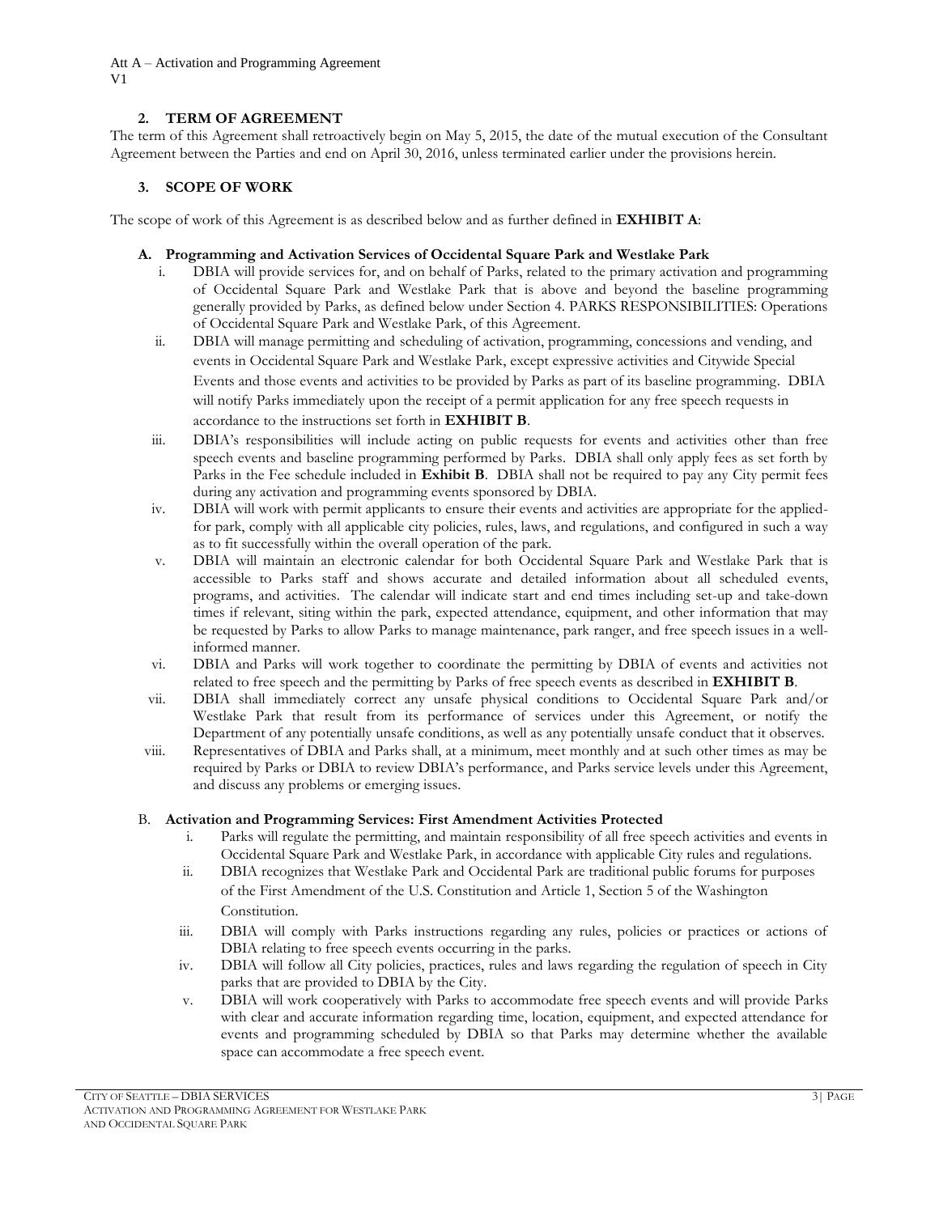## 2. TERM OF AGREEMENT

The term of this Agreement shall retroactively begin on May 5, 2015, the date of the mutual execution of the Consultant Agreement between the Parties and end on April 30, 2016, unless terminated earlier under the provisions herein.

## 3. SCOPE OF WORK

The scope of work of this Agreement is as described below and as further defined in **EXHIBIT A**:

### A. Programming and Activation Services of Occidental Square Park and Westlake Park

i. DBIA will provide services for, and on behalf of Parks, related to the primary activation and programming of Occidental Square Park and Westlake Park that is above and beyond the baseline programming generally provided by Parks, as defined below under Section 4. PARKS RESPONSIBILITIES: Operations of Occidental Square Park and Westlake Park, of this Agreement.

ii. DBIA will manage permitting and scheduling of activation, programming, concessions and vending, and events in Occidental Square Park and Westlake Park, except expressive activities and Citywide Special Events and those events and activities to be provided by Parks as part of its baseline programming. DBIA will notify Parks immediately upon the receipt of a permit application for any free speech requests in accordance to the instructions set forth in **EXHIBIT B**.

iii. DBIA's responsibilities will include acting on public requests for events and activities other than free speech events and baseline programming performed by Parks. DBIA shall only apply fees as set forth by Parks in the Fee schedule included in **Exhibit B**. DBIA shall not be required to pay any City permit fees during any activation and programming events sponsored by DBIA.

iv. DBIA will work with permit applicants to ensure their events and activities are appropriate for the applied-for park, comply with all applicable city policies, rules, laws, and regulations, and configured in such a way as to fit successfully within the overall operation of the park.

v. DBIA will maintain an electronic calendar for both Occidental Square Park and Westlake Park that is accessible to Parks staff and shows accurate and detailed information about all scheduled events, programs, and activities. The calendar will indicate start and end times including set-up and take-down times if relevant, siting within the park, expected attendance, equipment, and other information that may be requested by Parks to allow Parks to manage maintenance, park ranger, and free speech issues in a well-informed manner.

vi. DBIA and Parks will work together to coordinate the permitting by DBIA of events and activities not related to free speech and the permitting by Parks of free speech events as described in **EXHIBIT B**.

vii. DBIA shall immediately correct any unsafe physical conditions to Occidental Square Park and/or Westlake Park that result from its performance of services under this Agreement, or notify the Department of any potentially unsafe conditions, as well as any potentially unsafe conduct that it observes.

viii. Representatives of DBIA and Parks shall, at a minimum, meet monthly and at such other times as may be required by Parks or DBIA to review DBIA's performance, and Parks service levels under this Agreement, and discuss any problems or emerging issues.

### B. Activation and Programming Services: First Amendment Activities Protected

i. Parks will regulate the permitting, and maintain responsibility of all free speech activities and events in Occidental Square Park and Westlake Park, in accordance with applicable City rules and regulations.

ii. DBIA recognizes that Westlake Park and Occidental Park are traditional public forums for purposes of the First Amendment of the U.S. Constitution and Article 1, Section 5 of the Washington Constitution.

iii. DBIA will comply with Parks instructions regarding any rules, policies or practices or actions of DBIA relating to free speech events occurring in the parks.

iv. DBIA will follow all City policies, practices, rules and laws regarding the regulation of speech in City parks that are provided to DBIA by the City.

v. DBIA will work cooperatively with Parks to accommodate free speech events and will provide Parks with clear and accurate information regarding time, location, equipment, and expected attendance for events and programming scheduled by DBIA so that Parks may determine whether the available space can accommodate a free speech event.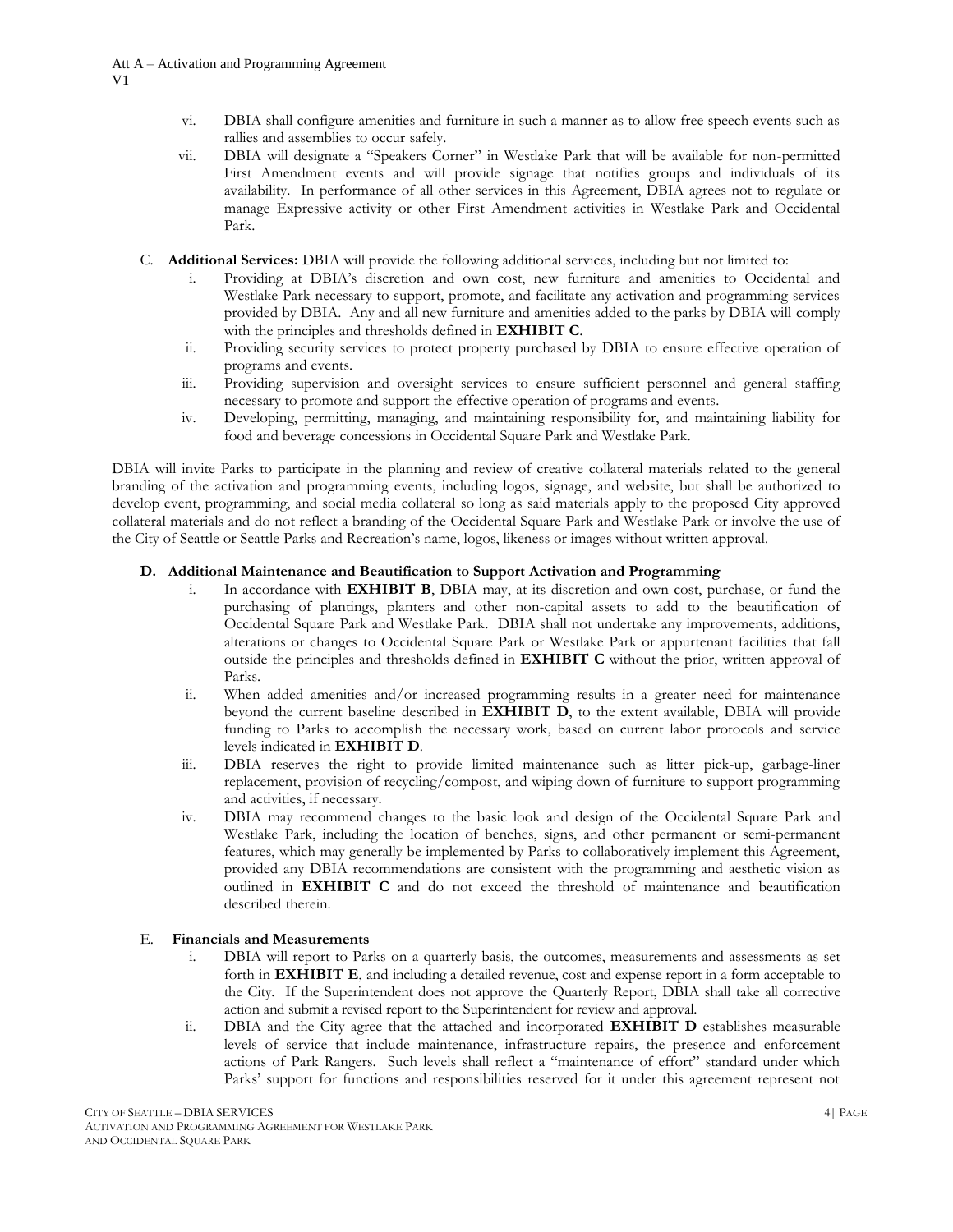vi. DBIA shall configure amenities and furniture in such a manner as to allow free speech events such as rallies and assemblies to occur safely.

vii. DBIA will designate a "Speakers Corner" in Westlake Park that will be available for non-permitted First Amendment events and will provide signage that notifies groups and individuals of its availability. In performance of all other services in this Agreement, DBIA agrees not to regulate or manage Expressive activity or other First Amendment activities in Westlake Park and Occidental Park.

C. **Additional Services:** DBIA will provide the following additional services, including but not limited to:

i. Providing at DBIA's discretion and own cost, new furniture and amenities to Occidental and Westlake Park necessary to support, promote, and facilitate any activation and programming services provided by DBIA. Any and all new furniture and amenities added to the parks by DBIA will comply with the principles and thresholds defined in **EXHIBIT C**.

ii. Providing security services to protect property purchased by DBIA to ensure effective operation of programs and events.

iii. Providing supervision and oversight services to ensure sufficient personnel and general staffing necessary to promote and support the effective operation of programs and events.

iv. Developing, permitting, managing, and maintaining responsibility for, and maintaining liability for food and beverage concessions in Occidental Square Park and Westlake Park.

DBIA will invite Parks to participate in the planning and review of creative collateral materials related to the general branding of the activation and programming events, including logos, signage, and website, but shall be authorized to develop event, programming, and social media collateral so long as said materials apply to the proposed City approved collateral materials and do not reflect a branding of the Occidental Square Park and Westlake Park or involve the use of the City of Seattle or Seattle Parks and Recreation's name, logos, likeness or images without written approval.

**D. Additional Maintenance and Beautification to Support Activation and Programming**

i. In accordance with **EXHIBIT B**, DBIA may, at its discretion and own cost, purchase, or fund the purchasing of plantings, planters and other non-capital assets to add to the beautification of Occidental Square Park and Westlake Park. DBIA shall not undertake any improvements, additions, alterations or changes to Occidental Square Park or Westlake Park or appurtenant facilities that fall outside the principles and thresholds defined in **EXHIBIT C** without the prior, written approval of Parks.

ii. When added amenities and/or increased programming results in a greater need for maintenance beyond the current baseline described in **EXHIBIT D**, to the extent available, DBIA will provide funding to Parks to accomplish the necessary work, based on current labor protocols and service levels indicated in **EXHIBIT D**.

iii. DBIA reserves the right to provide limited maintenance such as litter pick-up, garbage-liner replacement, provision of recycling/compost, and wiping down of furniture to support programming and activities, if necessary.

iv. DBIA may recommend changes to the basic look and design of the Occidental Square Park and Westlake Park, including the location of benches, signs, and other permanent or semi-permanent features, which may generally be implemented by Parks to collaboratively implement this Agreement, provided any DBIA recommendations are consistent with the programming and aesthetic vision as outlined in **EXHIBIT C** and do not exceed the threshold of maintenance and beautification described therein.

E. **Financials and Measurements**

i. DBIA will report to Parks on a quarterly basis, the outcomes, measurements and assessments as set forth in **EXHIBIT E**, and including a detailed revenue, cost and expense report in a form acceptable to the City. If the Superintendent does not approve the Quarterly Report, DBIA shall take all corrective action and submit a revised report to the Superintendent for review and approval.

ii. DBIA and the City agree that the attached and incorporated **EXHIBIT D** establishes measurable levels of service that include maintenance, infrastructure repairs, the presence and enforcement actions of Park Rangers. Such levels shall reflect a "maintenance of effort" standard under which Parks' support for functions and responsibilities reserved for it under this agreement represent not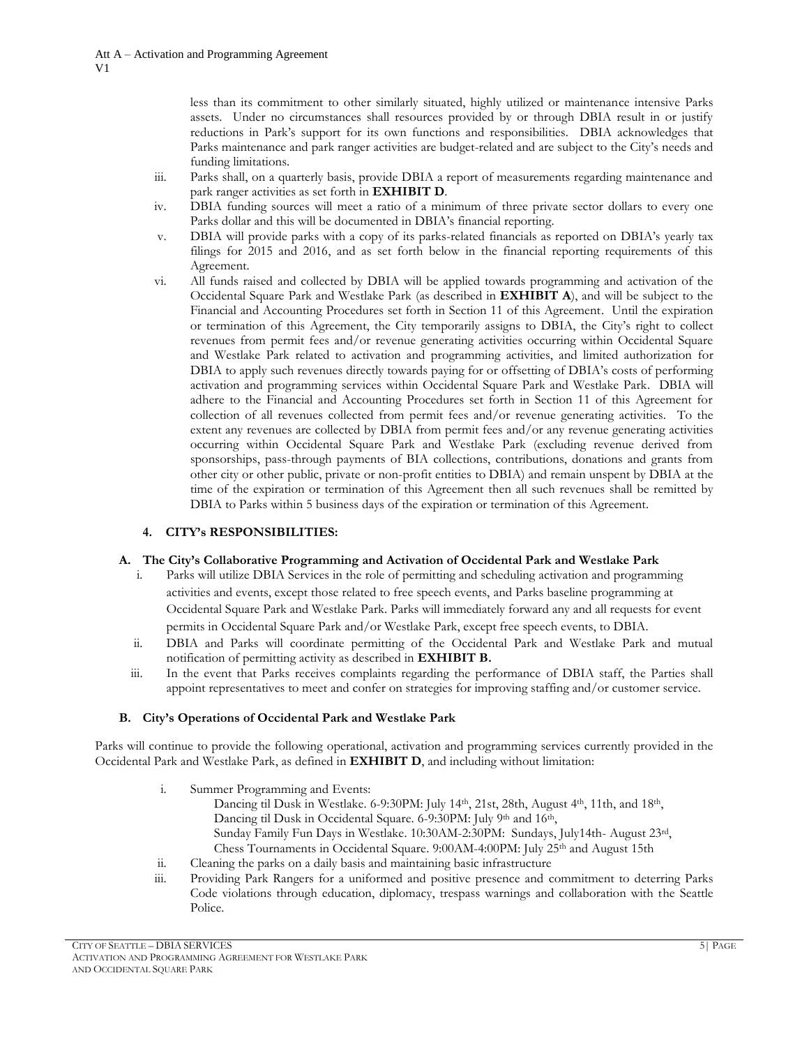less than its commitment to other similarly situated, highly utilized or maintenance intensive Parks assets. Under no circumstances shall resources provided by or through DBIA result in or justify reductions in Park's support for its own functions and responsibilities. DBIA acknowledges that Parks maintenance and park ranger activities are budget-related and are subject to the City's needs and funding limitations.

iii. Parks shall, on a quarterly basis, provide DBIA a report of measurements regarding maintenance and park ranger activities as set forth in **EXHIBIT D**.

iv. DBIA funding sources will meet a ratio of a minimum of three private sector dollars to every one Parks dollar and this will be documented in DBIA's financial reporting.

v. DBIA will provide parks with a copy of its parks-related financials as reported on DBIA's yearly tax filings for 2015 and 2016, and as set forth below in the financial reporting requirements of this Agreement.

vi. All funds raised and collected by DBIA will be applied towards programming and activation of the Occidental Square Park and Westlake Park (as described in **EXHIBIT A**), and will be subject to the Financial and Accounting Procedures set forth in Section 11 of this Agreement. Until the expiration or termination of this Agreement, the City temporarily assigns to DBIA, the City's right to collect revenues from permit fees and/or revenue generating activities occurring within Occidental Square and Westlake Park related to activation and programming activities, and limited authorization for DBIA to apply such revenues directly towards paying for or offsetting of DBIA's costs of performing activation and programming services within Occidental Square Park and Westlake Park. DBIA will adhere to the Financial and Accounting Procedures set forth in Section 11 of this Agreement for collection of all revenues collected from permit fees and/or revenue generating activities. To the extent any revenues are collected by DBIA from permit fees and/or any revenue generating activities occurring within Occidental Square Park and Westlake Park (excluding revenue derived from sponsorships, pass-through payments of BIA collections, contributions, donations and grants from other city or other public, private or non-profit entities to DBIA) and remain unspent by DBIA at the time of the expiration or termination of this Agreement then all such revenues shall be remitted by DBIA to Parks within 5 business days of the expiration or termination of this Agreement.

## 4. CITY's RESPONSIBILITIES:

### A. The City's Collaborative Programming and Activation of Occidental Park and Westlake Park

i. Parks will utilize DBIA Services in the role of permitting and scheduling activation and programming activities and events, except those related to free speech events, and Parks baseline programming at Occidental Square Park and Westlake Park. Parks will immediately forward any and all requests for event permits in Occidental Square Park and/or Westlake Park, except free speech events, to DBIA.

ii. DBIA and Parks will coordinate permitting of the Occidental Park and Westlake Park and mutual notification of permitting activity as described in **EXHIBIT B.**

iii. In the event that Parks receives complaints regarding the performance of DBIA staff, the Parties shall appoint representatives to meet and confer on strategies for improving staffing and/or customer service.

### B. City's Operations of Occidental Park and Westlake Park

Parks will continue to provide the following operational, activation and programming services currently provided in the Occidental Park and Westlake Park, as defined in **EXHIBIT D**, and including without limitation:

i. Summer Programming and Events:
   Dancing til Dusk in Westlake. 6-9:30PM: July 14th, 21st, 28th, August 4th, 11th, and 18th,
   Dancing til Dusk in Occidental Square. 6-9:30PM: July 9th and 16th,
   Sunday Family Fun Days in Westlake. 10:30AM-2:30PM: Sundays, July14th- August 23rd,
   Chess Tournaments in Occidental Square. 9:00AM-4:00PM: July 25th and August 15th

ii. Cleaning the parks on a daily basis and maintaining basic infrastructure

iii. Providing Park Rangers for a uniformed and positive presence and commitment to deterring Parks Code violations through education, diplomacy, trespass warnings and collaboration with the Seattle Police.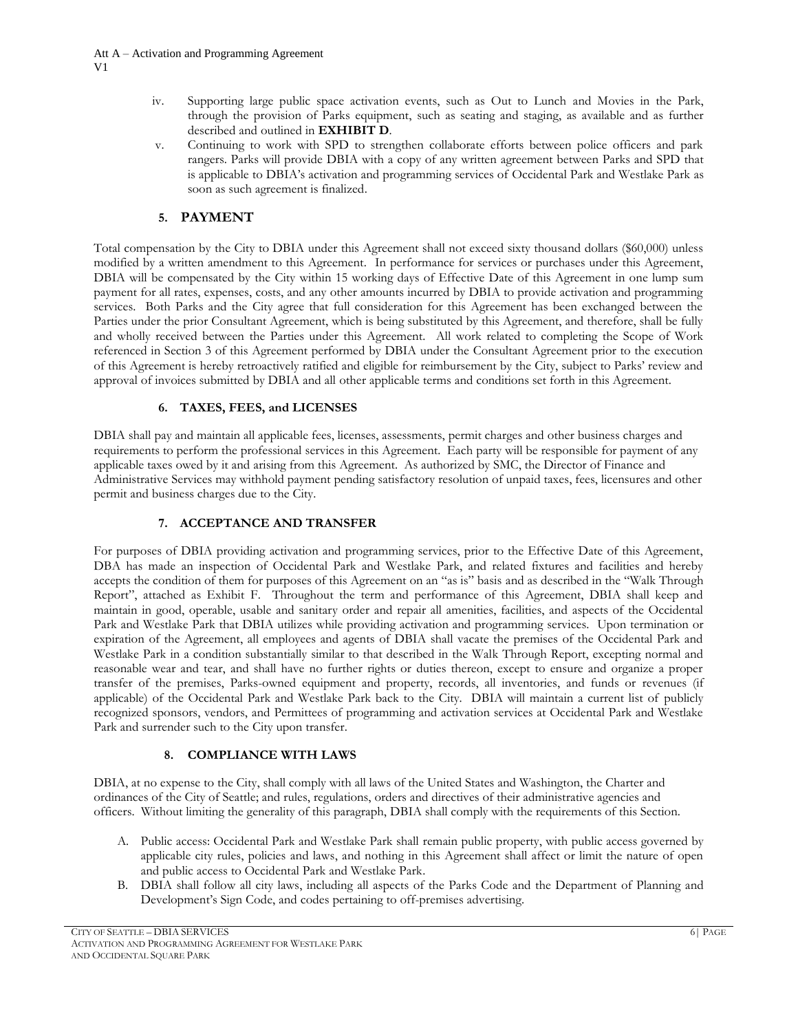iv. Supporting large public space activation events, such as Out to Lunch and Movies in the Park, through the provision of Parks equipment, such as seating and staging, as available and as further described and outlined in **EXHIBIT D**.

v. Continuing to work with SPD to strengthen collaborate efforts between police officers and park rangers. Parks will provide DBIA with a copy of any written agreement between Parks and SPD that is applicable to DBIA's activation and programming services of Occidental Park and Westlake Park as soon as such agreement is finalized.

## 5. PAYMENT

Total compensation by the City to DBIA under this Agreement shall not exceed sixty thousand dollars ($60,000) unless modified by a written amendment to this Agreement. In performance for services or purchases under this Agreement, DBIA will be compensated by the City within 15 working days of Effective Date of this Agreement in one lump sum payment for all rates, expenses, costs, and any other amounts incurred by DBIA to provide activation and programming services. Both Parks and the City agree that full consideration for this Agreement has been exchanged between the Parties under the prior Consultant Agreement, which is being substituted by this Agreement, and therefore, shall be fully and wholly received between the Parties under this Agreement. All work related to completing the Scope of Work referenced in Section 3 of this Agreement performed by DBIA under the Consultant Agreement prior to the execution of this Agreement is hereby retroactively ratified and eligible for reimbursement by the City, subject to Parks' review and approval of invoices submitted by DBIA and all other applicable terms and conditions set forth in this Agreement.

### 6. TAXES, FEES, and LICENSES

DBIA shall pay and maintain all applicable fees, licenses, assessments, permit charges and other business charges and requirements to perform the professional services in this Agreement. Each party will be responsible for payment of any applicable taxes owed by it and arising from this Agreement. As authorized by SMC, the Director of Finance and Administrative Services may withhold payment pending satisfactory resolution of unpaid taxes, fees, licensures and other permit and business charges due to the City.

### 7. ACCEPTANCE AND TRANSFER

For purposes of DBIA providing activation and programming services, prior to the Effective Date of this Agreement, DBA has made an inspection of Occidental Park and Westlake Park, and related fixtures and facilities and hereby accepts the condition of them for purposes of this Agreement on an "as is" basis and as described in the "Walk Through Report", attached as Exhibit F. Throughout the term and performance of this Agreement, DBIA shall keep and maintain in good, operable, usable and sanitary order and repair all amenities, facilities, and aspects of the Occidental Park and Westlake Park that DBIA utilizes while providing activation and programming services. Upon termination or expiration of the Agreement, all employees and agents of DBIA shall vacate the premises of the Occidental Park and Westlake Park in a condition substantially similar to that described in the Walk Through Report, excepting normal and reasonable wear and tear, and shall have no further rights or duties thereon, except to ensure and organize a proper transfer of the premises, Parks-owned equipment and property, records, all inventories, and funds or revenues (if applicable) of the Occidental Park and Westlake Park back to the City. DBIA will maintain a current list of publicly recognized sponsors, vendors, and Permittees of programming and activation services at Occidental Park and Westlake Park and surrender such to the City upon transfer.

### 8. COMPLIANCE WITH LAWS

DBIA, at no expense to the City, shall comply with all laws of the United States and Washington, the Charter and ordinances of the City of Seattle; and rules, regulations, orders and directives of their administrative agencies and officers. Without limiting the generality of this paragraph, DBIA shall comply with the requirements of this Section.

A. Public access: Occidental Park and Westlake Park shall remain public property, with public access governed by applicable city rules, policies and laws, and nothing in this Agreement shall affect or limit the nature of open and public access to Occidental Park and Westlake Park.

B. DBIA shall follow all city laws, including all aspects of the Parks Code and the Department of Planning and Development's Sign Code, and codes pertaining to off-premises advertising.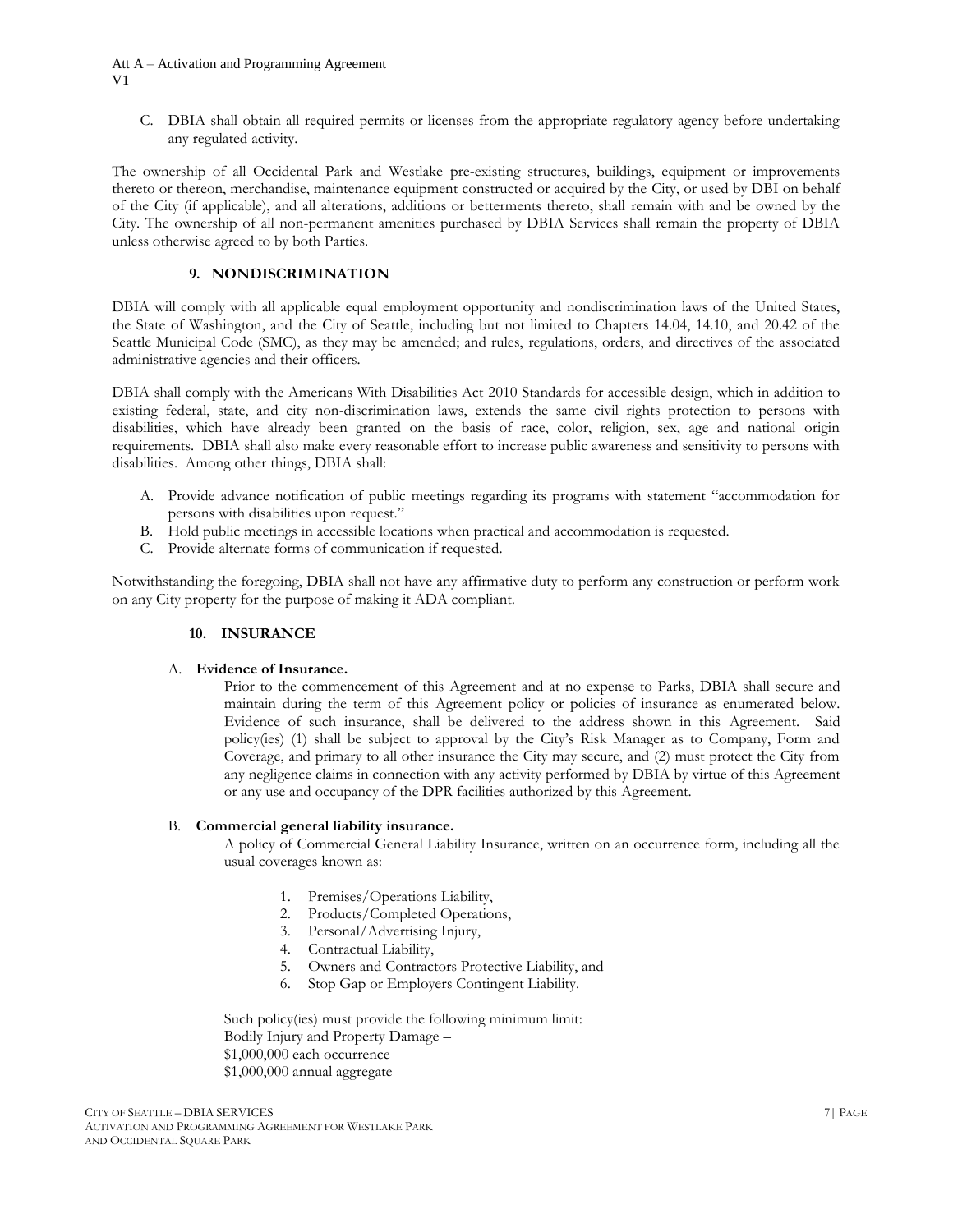C. DBIA shall obtain all required permits or licenses from the appropriate regulatory agency before undertaking any regulated activity.

The ownership of all Occidental Park and Westlake pre-existing structures, buildings, equipment or improvements thereto or thereon, merchandise, maintenance equipment constructed or acquired by the City, or used by DBI on behalf of the City (if applicable), and all alterations, additions or betterments thereto, shall remain with and be owned by the City. The ownership of all non-permanent amenities purchased by DBIA Services shall remain the property of DBIA unless otherwise agreed to by both Parties.

## 9. NONDISCRIMINATION

DBIA will comply with all applicable equal employment opportunity and nondiscrimination laws of the United States, the State of Washington, and the City of Seattle, including but not limited to Chapters 14.04, 14.10, and 20.42 of the Seattle Municipal Code (SMC), as they may be amended; and rules, regulations, orders, and directives of the associated administrative agencies and their officers.

DBIA shall comply with the Americans With Disabilities Act 2010 Standards for accessible design, which in addition to existing federal, state, and city non-discrimination laws, extends the same civil rights protection to persons with disabilities, which have already been granted on the basis of race, color, religion, sex, age and national origin requirements. DBIA shall also make every reasonable effort to increase public awareness and sensitivity to persons with disabilities. Among other things, DBIA shall:

A. Provide advance notification of public meetings regarding its programs with statement "accommodation for persons with disabilities upon request."
B. Hold public meetings in accessible locations when practical and accommodation is requested.
C. Provide alternate forms of communication if requested.

Notwithstanding the foregoing, DBIA shall not have any affirmative duty to perform any construction or perform work on any City property for the purpose of making it ADA compliant.

## 10. INSURANCE

A. **Evidence of Insurance.**

Prior to the commencement of this Agreement and at no expense to Parks, DBIA shall secure and maintain during the term of this Agreement policy or policies of insurance as enumerated below. Evidence of such insurance, shall be delivered to the address shown in this Agreement. Said policy(ies) (1) shall be subject to approval by the City's Risk Manager as to Company, Form and Coverage, and primary to all other insurance the City may secure, and (2) must protect the City from any negligence claims in connection with any activity performed by DBIA by virtue of this Agreement or any use and occupancy of the DPR facilities authorized by this Agreement.

B. **Commercial general liability insurance.**

A policy of Commercial General Liability Insurance, written on an occurrence form, including all the usual coverages known as:

1. Premises/Operations Liability,
2. Products/Completed Operations,
3. Personal/Advertising Injury,
4. Contractual Liability,
5. Owners and Contractors Protective Liability, and
6. Stop Gap or Employers Contingent Liability.

Such policy(ies) must provide the following minimum limit:
Bodily Injury and Property Damage –
$1,000,000 each occurrence
$1,000,000 annual aggregate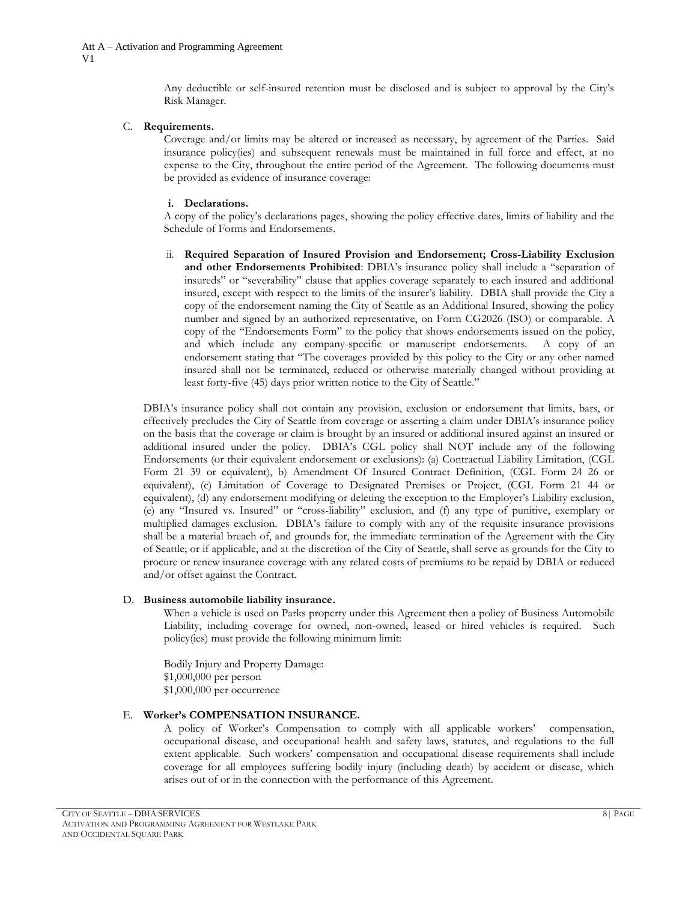Any deductible or self-insured retention must be disclosed and is subject to approval by the City's Risk Manager.

C. **Requirements.**

Coverage and/or limits may be altered or increased as necessary, by agreement of the Parties. Said insurance policy(ies) and subsequent renewals must be maintained in full force and effect, at no expense to the City, throughout the entire period of the Agreement. The following documents must be provided as evidence of insurance coverage:

**i. Declarations.**

A copy of the policy's declarations pages, showing the policy effective dates, limits of liability and the Schedule of Forms and Endorsements.

ii. **Required Separation of Insured Provision and Endorsement; Cross-Liability Exclusion and other Endorsements Prohibited**: DBIA's insurance policy shall include a "separation of insureds" or "severability" clause that applies coverage separately to each insured and additional insured, except with respect to the limits of the insurer's liability. DBIA shall provide the City a copy of the endorsement naming the City of Seattle as an Additional Insured, showing the policy number and signed by an authorized representative, on Form CG2026 (ISO) or comparable. A copy of the "Endorsements Form" to the policy that shows endorsements issued on the policy, and which include any company-specific or manuscript endorsements. A copy of an endorsement stating that "The coverages provided by this policy to the City or any other named insured shall not be terminated, reduced or otherwise materially changed without providing at least forty-five (45) days prior written notice to the City of Seattle."

DBIA's insurance policy shall not contain any provision, exclusion or endorsement that limits, bars, or effectively precludes the City of Seattle from coverage or asserting a claim under DBIA's insurance policy on the basis that the coverage or claim is brought by an insured or additional insured against an insured or additional insured under the policy. DBIA's CGL policy shall NOT include any of the following Endorsements (or their equivalent endorsement or exclusions): (a) Contractual Liability Limitation, (CGL Form 21 39 or equivalent), b) Amendment Of Insured Contract Definition, (CGL Form 24 26 or equivalent), (c) Limitation of Coverage to Designated Premises or Project, (CGL Form 21 44 or equivalent), (d) any endorsement modifying or deleting the exception to the Employer's Liability exclusion, (e) any "Insured vs. Insured" or "cross-liability" exclusion, and (f) any type of punitive, exemplary or multiplied damages exclusion. DBIA's failure to comply with any of the requisite insurance provisions shall be a material breach of, and grounds for, the immediate termination of the Agreement with the City of Seattle; or if applicable, and at the discretion of the City of Seattle, shall serve as grounds for the City to procure or renew insurance coverage with any related costs of premiums to be repaid by DBIA or reduced and/or offset against the Contract.

D. **Business automobile liability insurance.**

When a vehicle is used on Parks property under this Agreement then a policy of Business Automobile Liability, including coverage for owned, non-owned, leased or hired vehicles is required. Such policy(ies) must provide the following minimum limit:

Bodily Injury and Property Damage:
$1,000,000 per person
$1,000,000 per occurrence

E. **Worker's COMPENSATION INSURANCE.**

A policy of Worker's Compensation to comply with all applicable workers' compensation, occupational disease, and occupational health and safety laws, statutes, and regulations to the full extent applicable. Such workers' compensation and occupational disease requirements shall include coverage for all employees suffering bodily injury (including death) by accident or disease, which arises out of or in the connection with the performance of this Agreement.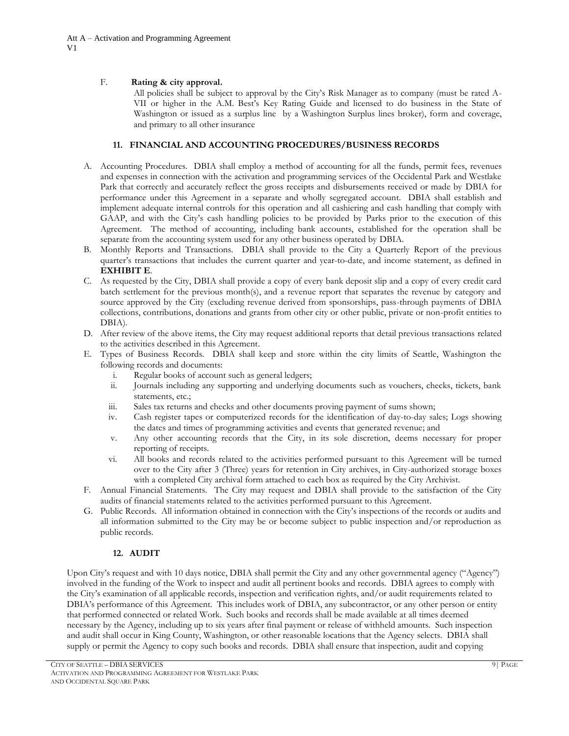F. **Rating & city approval.**

All policies shall be subject to approval by the City's Risk Manager as to company (must be rated A-VII or higher in the A.M. Best's Key Rating Guide and licensed to do business in the State of Washington or issued as a surplus line by a Washington Surplus lines broker), form and coverage, and primary to all other insurance

## 11. FINANCIAL AND ACCOUNTING PROCEDURES/BUSINESS RECORDS

A. Accounting Procedures. DBIA shall employ a method of accounting for all the funds, permit fees, revenues and expenses in connection with the activation and programming services of the Occidental Park and Westlake Park that correctly and accurately reflect the gross receipts and disbursements received or made by DBIA for performance under this Agreement in a separate and wholly segregated account. DBIA shall establish and implement adequate internal controls for this operation and all cashiering and cash handling that comply with GAAP, and with the City's cash handling policies to be provided by Parks prior to the execution of this Agreement. The method of accounting, including bank accounts, established for the operation shall be separate from the accounting system used for any other business operated by DBIA.

B. Monthly Reports and Transactions. DBIA shall provide to the City a Quarterly Report of the previous quarter's transactions that includes the current quarter and year-to-date, and income statement, as defined in **EXHIBIT E**.

C. As requested by the City, DBIA shall provide a copy of every bank deposit slip and a copy of every credit card batch settlement for the previous month(s), and a revenue report that separates the revenue by category and source approved by the City (excluding revenue derived from sponsorships, pass-through payments of DBIA collections, contributions, donations and grants from other city or other public, private or non-profit entities to DBIA).

D. After review of the above items, the City may request additional reports that detail previous transactions related to the activities described in this Agreement.

E. Types of Business Records. DBIA shall keep and store within the city limits of Seattle, Washington the following records and documents:
   i. Regular books of account such as general ledgers;
   ii. Journals including any supporting and underlying documents such as vouchers, checks, tickets, bank statements, etc.;
   iii. Sales tax returns and checks and other documents proving payment of sums shown;
   iv. Cash register tapes or computerized records for the identification of day-to-day sales; Logs showing the dates and times of programming activities and events that generated revenue; and
   v. Any other accounting records that the City, in its sole discretion, deems necessary for proper reporting of receipts.
   vi. All books and records related to the activities performed pursuant to this Agreement will be turned over to the City after 3 (Three) years for retention in City archives, in City-authorized storage boxes with a completed City archival form attached to each box as required by the City Archivist.

F. Annual Financial Statements. The City may request and DBIA shall provide to the satisfaction of the City audits of financial statements related to the activities performed pursuant to this Agreement.

G. Public Records. All information obtained in connection with the City's inspections of the records or audits and all information submitted to the City may be or become subject to public inspection and/or reproduction as public records.

## 12. AUDIT

Upon City's request and with 10 days notice, DBIA shall permit the City and any other governmental agency ("Agency") involved in the funding of the Work to inspect and audit all pertinent books and records. DBIA agrees to comply with the City's examination of all applicable records, inspection and verification rights, and/or audit requirements related to DBIA's performance of this Agreement. This includes work of DBIA, any subcontractor, or any other person or entity that performed connected or related Work. Such books and records shall be made available at all times deemed necessary by the Agency, including up to six years after final payment or release of withheld amounts. Such inspection and audit shall occur in King County, Washington, or other reasonable locations that the Agency selects. DBIA shall supply or permit the Agency to copy such books and records. DBIA shall ensure that inspection, audit and copying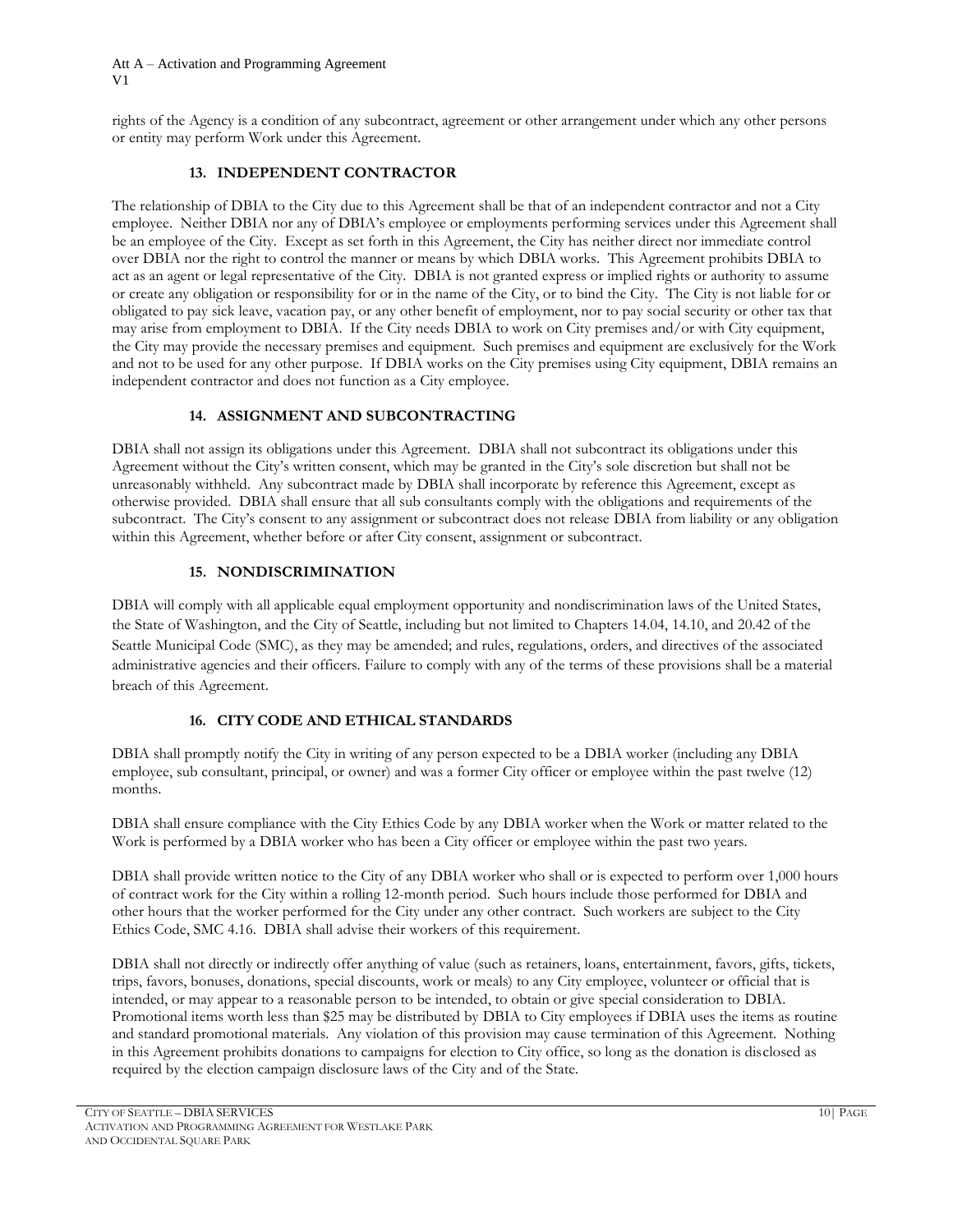rights of the Agency is a condition of any subcontract, agreement or other arrangement under which any other persons or entity may perform Work under this Agreement.

## 13. INDEPENDENT CONTRACTOR

The relationship of DBIA to the City due to this Agreement shall be that of an independent contractor and not a City employee. Neither DBIA nor any of DBIA's employee or employments performing services under this Agreement shall be an employee of the City. Except as set forth in this Agreement, the City has neither direct nor immediate control over DBIA nor the right to control the manner or means by which DBIA works. This Agreement prohibits DBIA to act as an agent or legal representative of the City. DBIA is not granted express or implied rights or authority to assume or create any obligation or responsibility for or in the name of the City, or to bind the City. The City is not liable for or obligated to pay sick leave, vacation pay, or any other benefit of employment, nor to pay social security or other tax that may arise from employment to DBIA. If the City needs DBIA to work on City premises and/or with City equipment, the City may provide the necessary premises and equipment. Such premises and equipment are exclusively for the Work and not to be used for any other purpose. If DBIA works on the City premises using City equipment, DBIA remains an independent contractor and does not function as a City employee.

## 14. ASSIGNMENT AND SUBCONTRACTING

DBIA shall not assign its obligations under this Agreement. DBIA shall not subcontract its obligations under this Agreement without the City's written consent, which may be granted in the City's sole discretion but shall not be unreasonably withheld. Any subcontract made by DBIA shall incorporate by reference this Agreement, except as otherwise provided. DBIA shall ensure that all sub consultants comply with the obligations and requirements of the subcontract. The City's consent to any assignment or subcontract does not release DBIA from liability or any obligation within this Agreement, whether before or after City consent, assignment or subcontract.

## 15. NONDISCRIMINATION

DBIA will comply with all applicable equal employment opportunity and nondiscrimination laws of the United States, the State of Washington, and the City of Seattle, including but not limited to Chapters 14.04, 14.10, and 20.42 of the Seattle Municipal Code (SMC), as they may be amended; and rules, regulations, orders, and directives of the associated administrative agencies and their officers. Failure to comply with any of the terms of these provisions shall be a material breach of this Agreement.

## 16. CITY CODE AND ETHICAL STANDARDS

DBIA shall promptly notify the City in writing of any person expected to be a DBIA worker (including any DBIA employee, sub consultant, principal, or owner) and was a former City officer or employee within the past twelve (12) months.

DBIA shall ensure compliance with the City Ethics Code by any DBIA worker when the Work or matter related to the Work is performed by a DBIA worker who has been a City officer or employee within the past two years.

DBIA shall provide written notice to the City of any DBIA worker who shall or is expected to perform over 1,000 hours of contract work for the City within a rolling 12-month period. Such hours include those performed for DBIA and other hours that the worker performed for the City under any other contract. Such workers are subject to the City Ethics Code, SMC 4.16. DBIA shall advise their workers of this requirement.

DBIA shall not directly or indirectly offer anything of value (such as retainers, loans, entertainment, favors, gifts, tickets, trips, favors, bonuses, donations, special discounts, work or meals) to any City employee, volunteer or official that is intended, or may appear to a reasonable person to be intended, to obtain or give special consideration to DBIA. Promotional items worth less than $25 may be distributed by DBIA to City employees if DBIA uses the items as routine and standard promotional materials. Any violation of this provision may cause termination of this Agreement. Nothing in this Agreement prohibits donations to campaigns for election to City office, so long as the donation is disclosed as required by the election campaign disclosure laws of the City and of the State.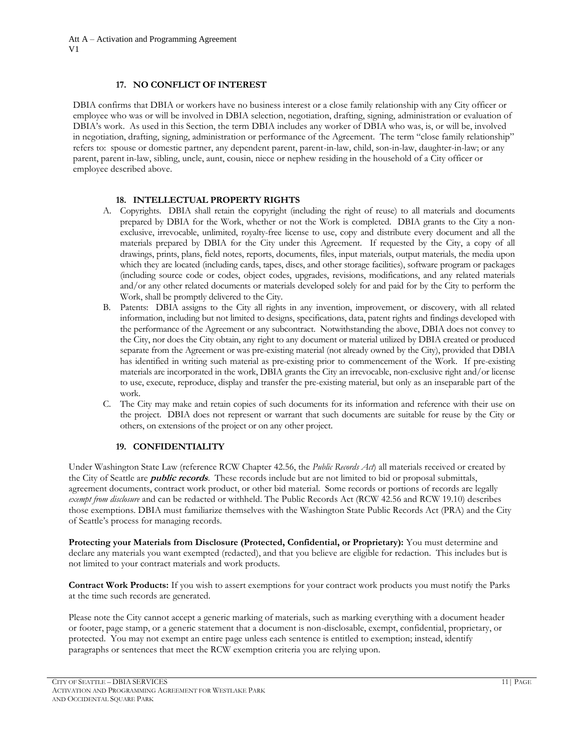### 17. NO CONFLICT OF INTEREST

DBIA confirms that DBIA or workers have no business interest or a close family relationship with any City officer or employee who was or will be involved in DBIA selection, negotiation, drafting, signing, administration or evaluation of DBIA's work. As used in this Section, the term DBIA includes any worker of DBIA who was, is, or will be, involved in negotiation, drafting, signing, administration or performance of the Agreement. The term "close family relationship" refers to: spouse or domestic partner, any dependent parent, parent-in-law, child, son-in-law, daughter-in-law; or any parent, parent in-law, sibling, uncle, aunt, cousin, niece or nephew residing in the household of a City officer or employee described above.

### 18. INTELLECTUAL PROPERTY RIGHTS

A. Copyrights. DBIA shall retain the copyright (including the right of reuse) to all materials and documents prepared by DBIA for the Work, whether or not the Work is completed. DBIA grants to the City a non-exclusive, irrevocable, unlimited, royalty-free license to use, copy and distribute every document and all the materials prepared by DBIA for the City under this Agreement. If requested by the City, a copy of all drawings, prints, plans, field notes, reports, documents, files, input materials, output materials, the media upon which they are located (including cards, tapes, discs, and other storage facilities), software program or packages (including source code or codes, object codes, upgrades, revisions, modifications, and any related materials and/or any other related documents or materials developed solely for and paid for by the City to perform the Work, shall be promptly delivered to the City.

B. Patents: DBIA assigns to the City all rights in any invention, improvement, or discovery, with all related information, including but not limited to designs, specifications, data, patent rights and findings developed with the performance of the Agreement or any subcontract. Notwithstanding the above, DBIA does not convey to the City, nor does the City obtain, any right to any document or material utilized by DBIA created or produced separate from the Agreement or was pre-existing material (not already owned by the City), provided that DBIA has identified in writing such material as pre-existing prior to commencement of the Work. If pre-existing materials are incorporated in the work, DBIA grants the City an irrevocable, non-exclusive right and/or license to use, execute, reproduce, display and transfer the pre-existing material, but only as an inseparable part of the work.

C. The City may make and retain copies of such documents for its information and reference with their use on the project. DBIA does not represent or warrant that such documents are suitable for reuse by the City or others, on extensions of the project or on any other project.

### 19. CONFIDENTIALITY

Under Washington State Law (reference RCW Chapter 42.56, the *Public Records Act*) all materials received or created by the City of Seattle are ***public records***. These records include but are not limited to bid or proposal submittals, agreement documents, contract work product, or other bid material. Some records or portions of records are legally *exempt from disclosure* and can be redacted or withheld. The Public Records Act (RCW 42.56 and RCW 19.10) describes those exemptions. DBIA must familiarize themselves with the Washington State Public Records Act (PRA) and the City of Seattle's process for managing records.

**Protecting your Materials from Disclosure (Protected, Confidential, or Proprietary):** You must determine and declare any materials you want exempted (redacted), and that you believe are eligible for redaction. This includes but is not limited to your contract materials and work products.

**Contract Work Products:** If you wish to assert exemptions for your contract work products you must notify the Parks at the time such records are generated.

Please note the City cannot accept a generic marking of materials, such as marking everything with a document header or footer, page stamp, or a generic statement that a document is non-disclosable, exempt, confidential, proprietary, or protected. You may not exempt an entire page unless each sentence is entitled to exemption; instead, identify paragraphs or sentences that meet the RCW exemption criteria you are relying upon.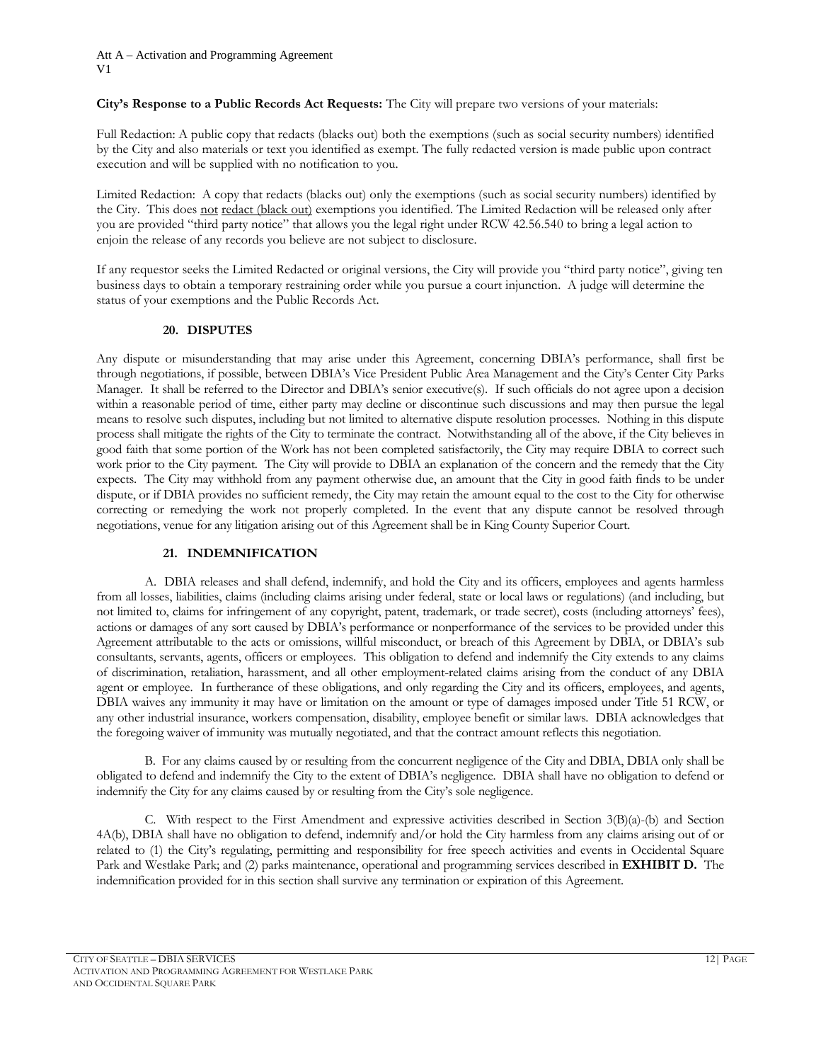**City's Response to a Public Records Act Requests:** The City will prepare two versions of your materials:

Full Redaction: A public copy that redacts (blacks out) both the exemptions (such as social security numbers) identified by the City and also materials or text you identified as exempt. The fully redacted version is made public upon contract execution and will be supplied with no notification to you.

Limited Redaction: A copy that redacts (blacks out) only the exemptions (such as social security numbers) identified by the City. This does not redact (black out) exemptions you identified. The Limited Redaction will be released only after you are provided "third party notice" that allows you the legal right under RCW 42.56.540 to bring a legal action to enjoin the release of any records you believe are not subject to disclosure.

If any requestor seeks the Limited Redacted or original versions, the City will provide you "third party notice", giving ten business days to obtain a temporary restraining order while you pursue a court injunction. A judge will determine the status of your exemptions and the Public Records Act.

## 20. DISPUTES

Any dispute or misunderstanding that may arise under this Agreement, concerning DBIA's performance, shall first be through negotiations, if possible, between DBIA's Vice President Public Area Management and the City's Center City Parks Manager. It shall be referred to the Director and DBIA's senior executive(s). If such officials do not agree upon a decision within a reasonable period of time, either party may decline or discontinue such discussions and may then pursue the legal means to resolve such disputes, including but not limited to alternative dispute resolution processes. Nothing in this dispute process shall mitigate the rights of the City to terminate the contract. Notwithstanding all of the above, if the City believes in good faith that some portion of the Work has not been completed satisfactorily, the City may require DBIA to correct such work prior to the City payment. The City will provide to DBIA an explanation of the concern and the remedy that the City expects. The City may withhold from any payment otherwise due, an amount that the City in good faith finds to be under dispute, or if DBIA provides no sufficient remedy, the City may retain the amount equal to the cost to the City for otherwise correcting or remedying the work not properly completed. In the event that any dispute cannot be resolved through negotiations, venue for any litigation arising out of this Agreement shall be in King County Superior Court.

## 21. INDEMNIFICATION

A. DBIA releases and shall defend, indemnify, and hold the City and its officers, employees and agents harmless from all losses, liabilities, claims (including claims arising under federal, state or local laws or regulations) (and including, but not limited to, claims for infringement of any copyright, patent, trademark, or trade secret), costs (including attorneys' fees), actions or damages of any sort caused by DBIA's performance or nonperformance of the services to be provided under this Agreement attributable to the acts or omissions, willful misconduct, or breach of this Agreement by DBIA, or DBIA's sub consultants, servants, agents, officers or employees. This obligation to defend and indemnify the City extends to any claims of discrimination, retaliation, harassment, and all other employment-related claims arising from the conduct of any DBIA agent or employee. In furtherance of these obligations, and only regarding the City and its officers, employees, and agents, DBIA waives any immunity it may have or limitation on the amount or type of damages imposed under Title 51 RCW, or any other industrial insurance, workers compensation, disability, employee benefit or similar laws. DBIA acknowledges that the foregoing waiver of immunity was mutually negotiated, and that the contract amount reflects this negotiation.

B. For any claims caused by or resulting from the concurrent negligence of the City and DBIA, DBIA only shall be obligated to defend and indemnify the City to the extent of DBIA's negligence. DBIA shall have no obligation to defend or indemnify the City for any claims caused by or resulting from the City's sole negligence.

C. With respect to the First Amendment and expressive activities described in Section 3(B)(a)-(b) and Section 4A(b), DBIA shall have no obligation to defend, indemnify and/or hold the City harmless from any claims arising out of or related to (1) the City's regulating, permitting and responsibility for free speech activities and events in Occidental Square Park and Westlake Park; and (2) parks maintenance, operational and programming services described in **EXHIBIT D.** The indemnification provided for in this section shall survive any termination or expiration of this Agreement.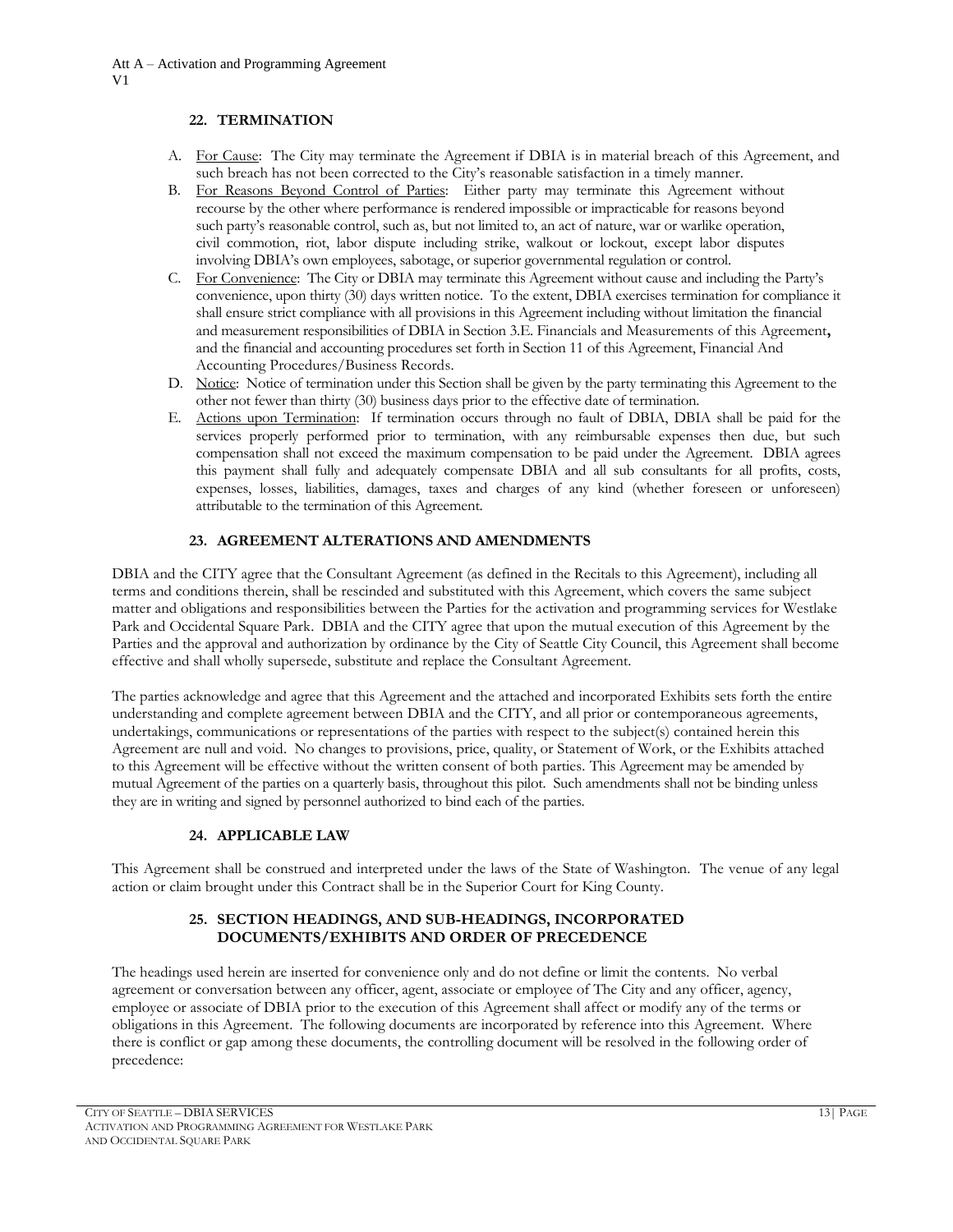### 22. TERMINATION

A. For Cause: The City may terminate the Agreement if DBIA is in material breach of this Agreement, and such breach has not been corrected to the City's reasonable satisfaction in a timely manner.

B. For Reasons Beyond Control of Parties: Either party may terminate this Agreement without recourse by the other where performance is rendered impossible or impracticable for reasons beyond such party's reasonable control, such as, but not limited to, an act of nature, war or warlike operation, civil commotion, riot, labor dispute including strike, walkout or lockout, except labor disputes involving DBIA's own employees, sabotage, or superior governmental regulation or control.

C. For Convenience: The City or DBIA may terminate this Agreement without cause and including the Party's convenience, upon thirty (30) days written notice. To the extent, DBIA exercises termination for compliance it shall ensure strict compliance with all provisions in this Agreement including without limitation the financial and measurement responsibilities of DBIA in Section 3.E. Financials and Measurements of this Agreement**,** and the financial and accounting procedures set forth in Section 11 of this Agreement, Financial And Accounting Procedures/Business Records.

D. Notice: Notice of termination under this Section shall be given by the party terminating this Agreement to the other not fewer than thirty (30) business days prior to the effective date of termination.

E. Actions upon Termination: If termination occurs through no fault of DBIA, DBIA shall be paid for the services properly performed prior to termination, with any reimbursable expenses then due, but such compensation shall not exceed the maximum compensation to be paid under the Agreement. DBIA agrees this payment shall fully and adequately compensate DBIA and all sub consultants for all profits, costs, expenses, losses, liabilities, damages, taxes and charges of any kind (whether foreseen or unforeseen) attributable to the termination of this Agreement.

### 23. AGREEMENT ALTERATIONS AND AMENDMENTS

DBIA and the CITY agree that the Consultant Agreement (as defined in the Recitals to this Agreement), including all terms and conditions therein, shall be rescinded and substituted with this Agreement, which covers the same subject matter and obligations and responsibilities between the Parties for the activation and programming services for Westlake Park and Occidental Square Park. DBIA and the CITY agree that upon the mutual execution of this Agreement by the Parties and the approval and authorization by ordinance by the City of Seattle City Council, this Agreement shall become effective and shall wholly supersede, substitute and replace the Consultant Agreement.

The parties acknowledge and agree that this Agreement and the attached and incorporated Exhibits sets forth the entire understanding and complete agreement between DBIA and the CITY, and all prior or contemporaneous agreements, undertakings, communications or representations of the parties with respect to the subject(s) contained herein this Agreement are null and void. No changes to provisions, price, quality, or Statement of Work, or the Exhibits attached to this Agreement will be effective without the written consent of both parties. This Agreement may be amended by mutual Agreement of the parties on a quarterly basis, throughout this pilot. Such amendments shall not be binding unless they are in writing and signed by personnel authorized to bind each of the parties.

### 24. APPLICABLE LAW

This Agreement shall be construed and interpreted under the laws of the State of Washington. The venue of any legal action or claim brought under this Contract shall be in the Superior Court for King County.

### 25. SECTION HEADINGS, AND SUB-HEADINGS, INCORPORATED DOCUMENTS/EXHIBITS AND ORDER OF PRECEDENCE

The headings used herein are inserted for convenience only and do not define or limit the contents. No verbal agreement or conversation between any officer, agent, associate or employee of The City and any officer, agency, employee or associate of DBIA prior to the execution of this Agreement shall affect or modify any of the terms or obligations in this Agreement. The following documents are incorporated by reference into this Agreement. Where there is conflict or gap among these documents, the controlling document will be resolved in the following order of precedence: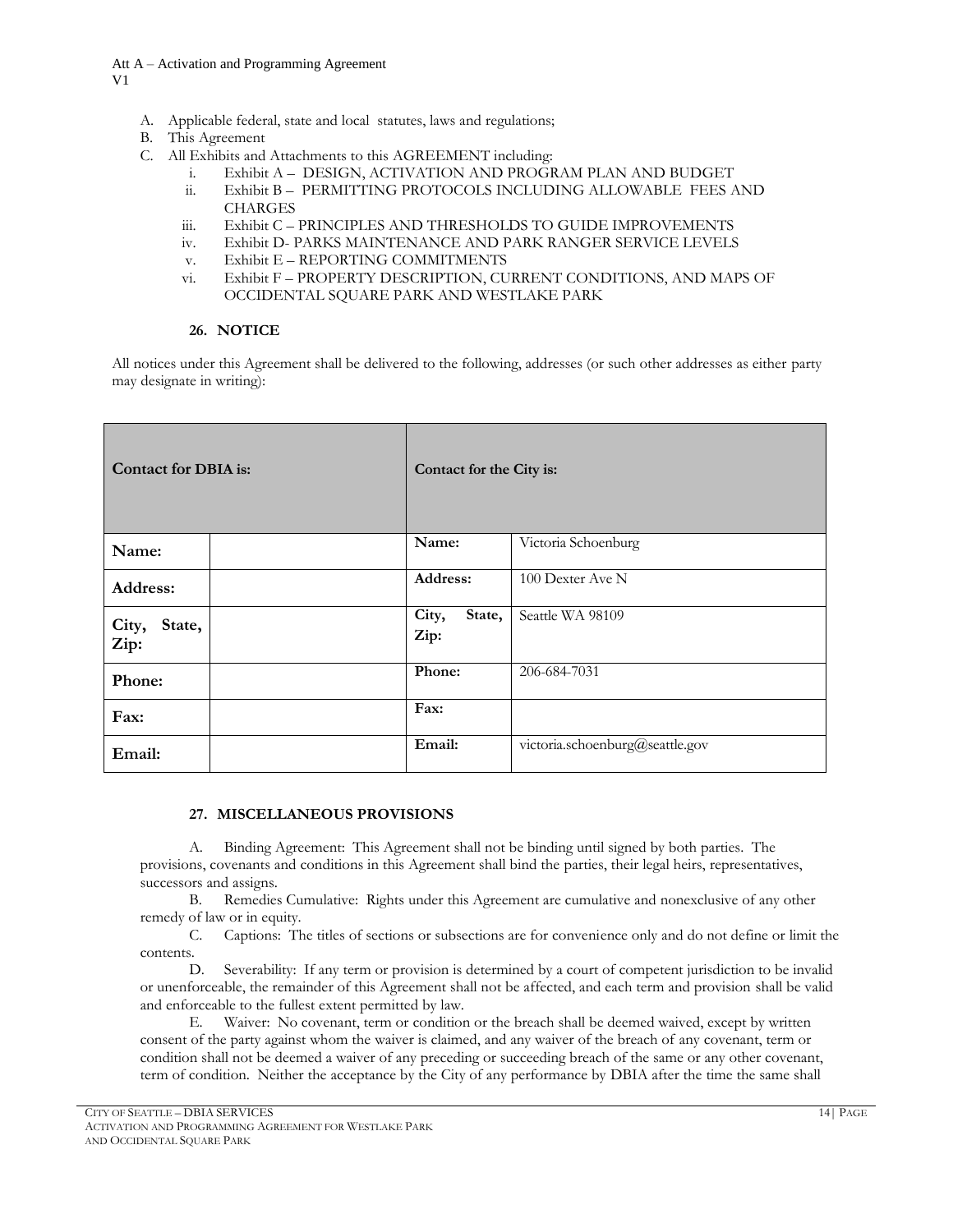A. Applicable federal, state and local statutes, laws and regulations;
B. This Agreement
C. All Exhibits and Attachments to this AGREEMENT including:
   i. Exhibit A – DESIGN, ACTIVATION AND PROGRAM PLAN AND BUDGET
   ii. Exhibit B – PERMITTING PROTOCOLS INCLUDING ALLOWABLE FEES AND CHARGES
   iii. Exhibit C – PRINCIPLES AND THRESHOLDS TO GUIDE IMPROVEMENTS
   iv. Exhibit D- PARKS MAINTENANCE AND PARK RANGER SERVICE LEVELS
   v. Exhibit E – REPORTING COMMITMENTS
   vi. Exhibit F – PROPERTY DESCRIPTION, CURRENT CONDITIONS, AND MAPS OF OCCIDENTAL SQUARE PARK AND WESTLAKE PARK

### 26. NOTICE

All notices under this Agreement shall be delivered to the following, addresses (or such other addresses as either party may designate in writing):

| **Contact for DBIA is:** | | **Contact for the City is:** | |
|---|---|---|---|
| **Name:** | | **Name:** | Victoria Schoenburg |
| **Address:** | | **Address:** | 100 Dexter Ave N |
| **City, State, Zip:** | | **City, State, Zip:** | Seattle WA 98109 |
| **Phone:** | | **Phone:** | 206-684-7031 |
| **Fax:** | | **Fax:** | |
| **Email:** | | **Email:** | victoria.schoenburg@seattle.gov |

### 27. MISCELLANEOUS PROVISIONS

A. Binding Agreement: This Agreement shall not be binding until signed by both parties. The provisions, covenants and conditions in this Agreement shall bind the parties, their legal heirs, representatives, successors and assigns.

B. Remedies Cumulative: Rights under this Agreement are cumulative and nonexclusive of any other remedy of law or in equity.

C. Captions: The titles of sections or subsections are for convenience only and do not define or limit the contents.

D. Severability: If any term or provision is determined by a court of competent jurisdiction to be invalid or unenforceable, the remainder of this Agreement shall not be affected, and each term and provision shall be valid and enforceable to the fullest extent permitted by law.

E. Waiver: No covenant, term or condition or the breach shall be deemed waived, except by written consent of the party against whom the waiver is claimed, and any waiver of the breach of any covenant, term or condition shall not be deemed a waiver of any preceding or succeeding breach of the same or any other covenant, term of condition. Neither the acceptance by the City of any performance by DBIA after the time the same shall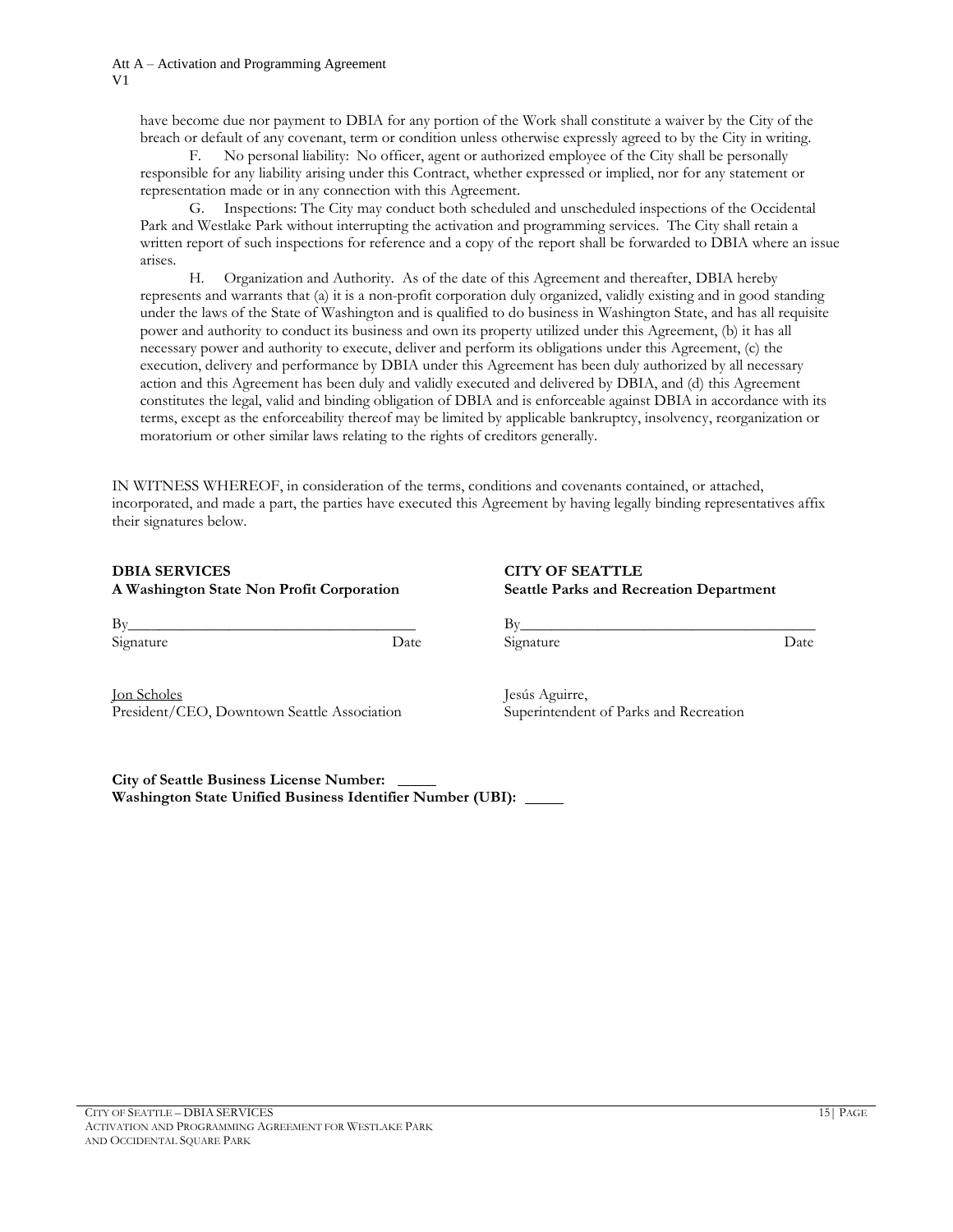have become due nor payment to DBIA for any portion of the Work shall constitute a waiver by the City of the breach or default of any covenant, term or condition unless otherwise expressly agreed to by the City in writing.

F. No personal liability: No officer, agent or authorized employee of the City shall be personally responsible for any liability arising under this Contract, whether expressed or implied, nor for any statement or representation made or in any connection with this Agreement.

G. Inspections: The City may conduct both scheduled and unscheduled inspections of the Occidental Park and Westlake Park without interrupting the activation and programming services. The City shall retain a written report of such inspections for reference and a copy of the report shall be forwarded to DBIA where an issue arises.

H. Organization and Authority. As of the date of this Agreement and thereafter, DBIA hereby represents and warrants that (a) it is a non-profit corporation duly organized, validly existing and in good standing under the laws of the State of Washington and is qualified to do business in Washington State, and has all requisite power and authority to conduct its business and own its property utilized under this Agreement, (b) it has all necessary power and authority to execute, deliver and perform its obligations under this Agreement, (c) the execution, delivery and performance by DBIA under this Agreement has been duly authorized by all necessary action and this Agreement has been duly and validly executed and delivered by DBIA, and (d) this Agreement constitutes the legal, valid and binding obligation of DBIA and is enforceable against DBIA in accordance with its terms, except as the enforceability thereof may be limited by applicable bankruptcy, insolvency, reorganization or moratorium or other similar laws relating to the rights of creditors generally.

IN WITNESS WHEREOF, in consideration of the terms, conditions and covenants contained, or attached, incorporated, and made a part, the parties have executed this Agreement by having legally binding representatives affix their signatures below.

**DBIA SERVICES**
**A Washington State Non Profit Corporation**

By_______________________________________
Signature Date

Jon Scholes
President/CEO, Downtown Seattle Association

**CITY OF SEATTLE**
**Seattle Parks and Recreation Department**

By_______________________________________
Signature Date

Jesús Aguirre,
Superintendent of Parks and Recreation

**City of Seattle Business License Number:** _____
**Washington State Unified Business Identifier Number (UBI):** _____